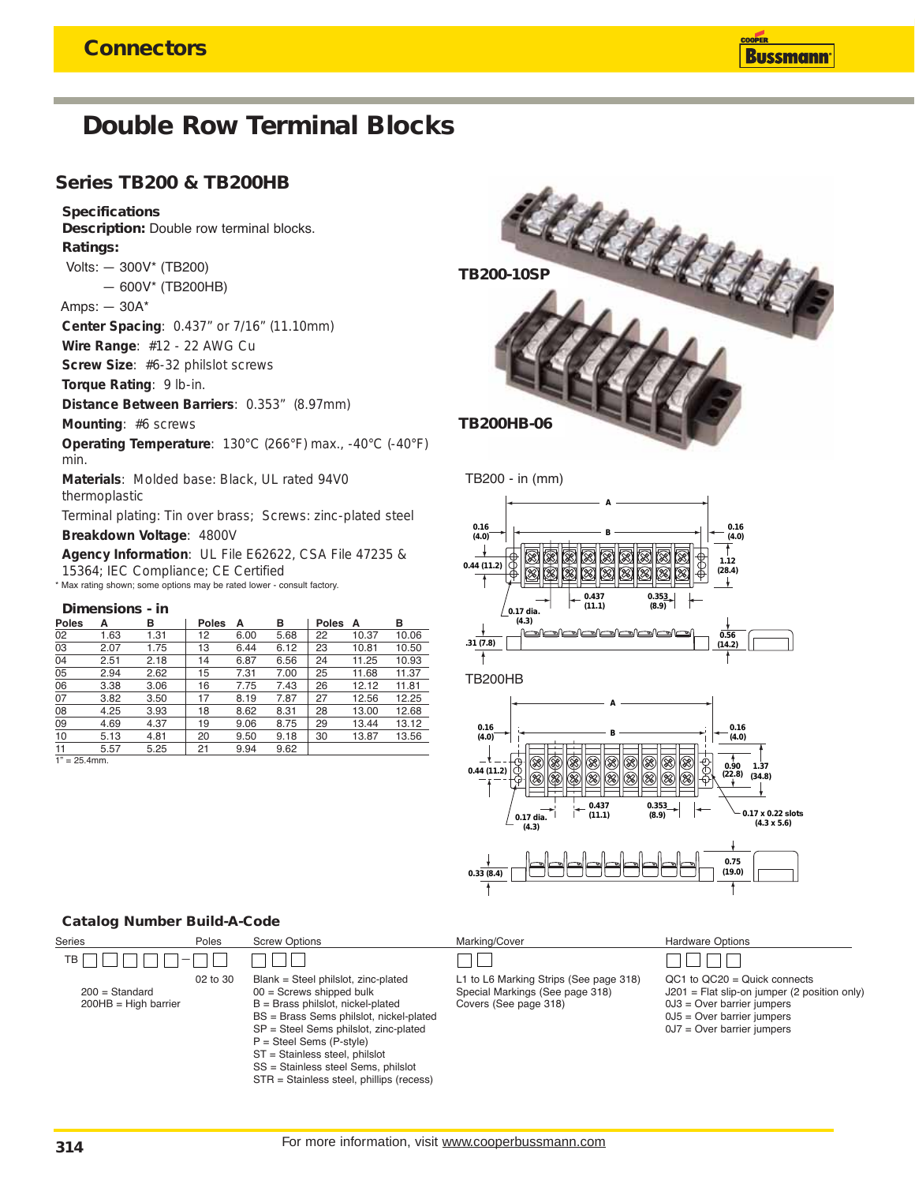# Double Row Terminal Blocks

## Series TB200 & TB200HB

### Specifications

**Description:** Double row terminal blocks.

**Ratings:**

Volts: — 300V* (TB200)

— 600V* (TB200HB)

Amps: — 30A*

**Center Spacing**: 0.437" or 7/16" (11.10mm)

**Wire Range**: #12 - 22 AWG Cu

**Screw Size**: #6-32 philslot screws

**Torque Rating**: 9 lb-in.

**Distance Between Barriers**: 0.353" (8.97mm)

**Mounting**: #6 screws

**Operating Temperature**: 130°C (266°F) max., -40°C (-40°F) min.

**Materials**: Molded base: Black, UL rated 94V0 thermoplastic

Terminal plating: Tin over brass; Screws: zinc-plated steel

**Breakdown Voltage**: 4800V

**Agency Information**: UL File E62622, CSA File 47235 & 15364; IEC Compliance; CE Certified

* Max rating shown; some options may be rated lower - consult factory.

TB200-10SP

TB200HB-06

### Dimensions - in

| Poles | A | B | Poles | A | B | Poles | A | B |
|---|---|---|---|---|---|---|---|---|
| 02 | 1.63 | 1.31 | 12 | 6.00 | 5.68 | 22 | 10.37 | 10.06 |
| 03 | 2.07 | 1.75 | 13 | 6.44 | 6.12 | 23 | 10.81 | 10.50 |
| 04 | 2.51 | 2.18 | 14 | 6.87 | 6.56 | 24 | 11.25 | 10.93 |
| 05 | 2.94 | 2.62 | 15 | 7.31 | 7.00 | 25 | 11.68 | 11.37 |
| 06 | 3.38 | 3.06 | 16 | 7.75 | 7.43 | 26 | 12.12 | 11.81 |
| 07 | 3.82 | 3.50 | 17 | 8.19 | 7.87 | 27 | 12.56 | 12.25 |
| 08 | 4.25 | 3.93 | 18 | 8.62 | 8.31 | 28 | 13.00 | 12.68 |
| 09 | 4.69 | 4.37 | 19 | 9.06 | 8.75 | 29 | 13.44 | 13.12 |
| 10 | 5.13 | 4.81 | 20 | 9.50 | 9.18 | 30 | 13.87 | 13.56 |
| 11 | 5.57 | 5.25 | 21 | 9.94 | 9.62 | | | |

1" = 25.4mm.

TB200 - in (mm)

TB200HB

### Catalog Number Build-A-Code

**Series:** TB□□□□□–
- 200 = Standard
- 200HB = High barrier

**Poles:** □□
- 02 to 30

**Screw Options:** □□□
- Blank = Steel philslot, zinc-plated
- 00 = Screws shipped bulk
- B = Brass philslot, nickel-plated
- BS = Brass Sems philslot, nickel-plated
- SP = Steel Sems philslot, zinc-plated
- P = Steel Sems (P-style)
- ST = Stainless steel, philslot
- SS = Stainless steel Sems, philslot
- STR = Stainless steel, phillips (recess)

**Marking/Cover:** □□
- L1 to L6 Marking Strips (See page 318)
- Special Markings (See page 318)
- Covers (See page 318)

**Hardware Options:** □□□□
- QC1 to QC20 = Quick connects
- J201 = Flat slip-on jumper (2 position only)
- 0J3 = Over barrier jumpers
- 0J5 = Over barrier jumpers
- 0J7 = Over barrier jumpers

For more information, visit www.cooperbussmann.com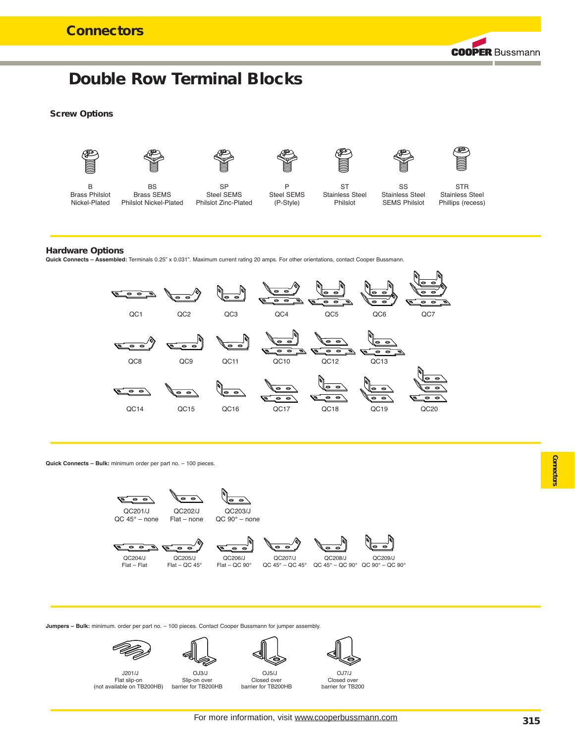# Double Row Terminal Blocks

## Screw Options

B
Brass Philslot
Nickel-Plated

BS
Brass SEMS
Philslot Nickel-Plated

SP
Steel SEMS
Philslot Zinc-Plated

P
Steel SEMS
(P-Style)

ST
Stainless Steel
Philslot

SS
Stainless Steel
SEMS Philslot

STR
Stainless Steel
Phillips (recess)

## Hardware Options

**Quick Connects – Assembled:** Terminals 0.25" x 0.031". Maximum current rating 20 amps. For other orientations, contact Cooper Bussmann.

QC1 QC2 QC3 QC4 QC5 QC6 QC7

QC8 QC9 QC11 QC10 QC12 QC13

QC14 QC15 QC16 QC17 QC18 QC19 QC20

**Quick Connects – Bulk:** minimum order per part no. – 100 pieces.

QC201/J
QC 45° – none

QC202/J
Flat – none

QC203/J
QC 90° – none

QC204/J
Flat – Flat

QC205/J
Flat – QC 45°

QC206/J
Flat – QC 90°

QC207/J
QC 45° – QC 45°

QC208/J
QC 45° – QC 90°

QC209/J
QC 90° – QC 90°

**Jumpers – Bulk:** minimum. order per part no. – 100 pieces. Contact Cooper Bussmann for jumper assembly.

J201/J
Flat slip-on
(not available on TB200HB)

OJ3/J
Slip-on over
barrier for TB200HB

OJ5/J
Closed over
barrier for TB200HB

OJ7/J
Closed over
barrier for TB200

For more information, visit www.cooperbussmann.com